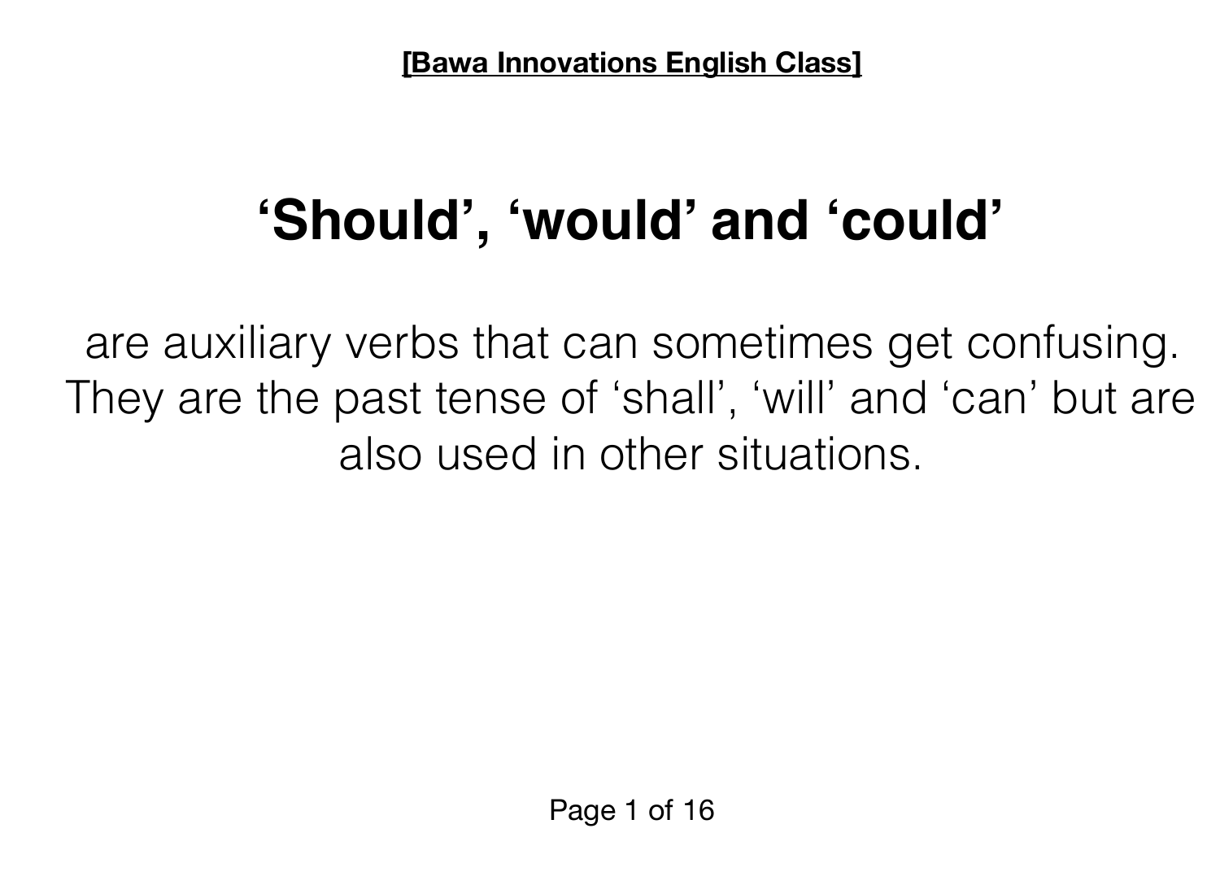**[Bawa Innovations English Class]**

# ‘Should’, ‘would’ and ‘could’

are auxiliary verbs that can sometimes get confusing. They are the past tense of ‘shall’, ‘will’ and ‘can’ but are also used in other situations.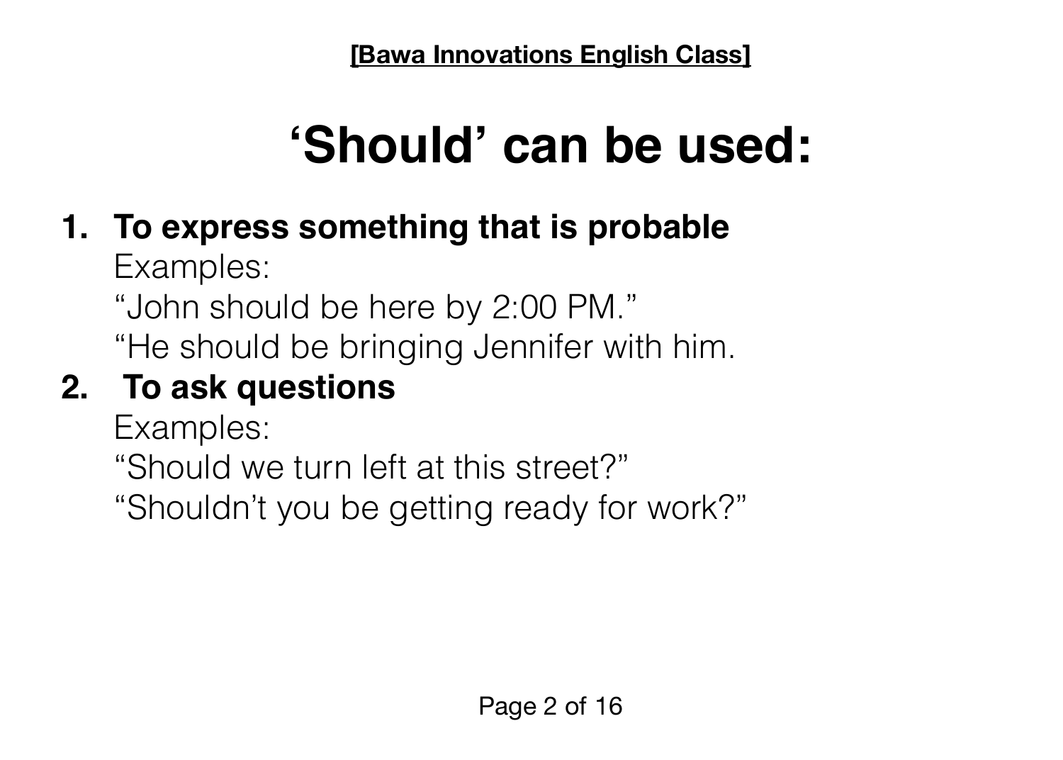# 'Should' can be used:

1. **To express something that is probable**

   Examples:

   "John should be here by 2:00 PM."

   "He should be bringing Jennifer with him.

2. **To ask questions**

   Examples:

   "Should we turn left at this street?"

   "Shouldn't you be getting ready for work?"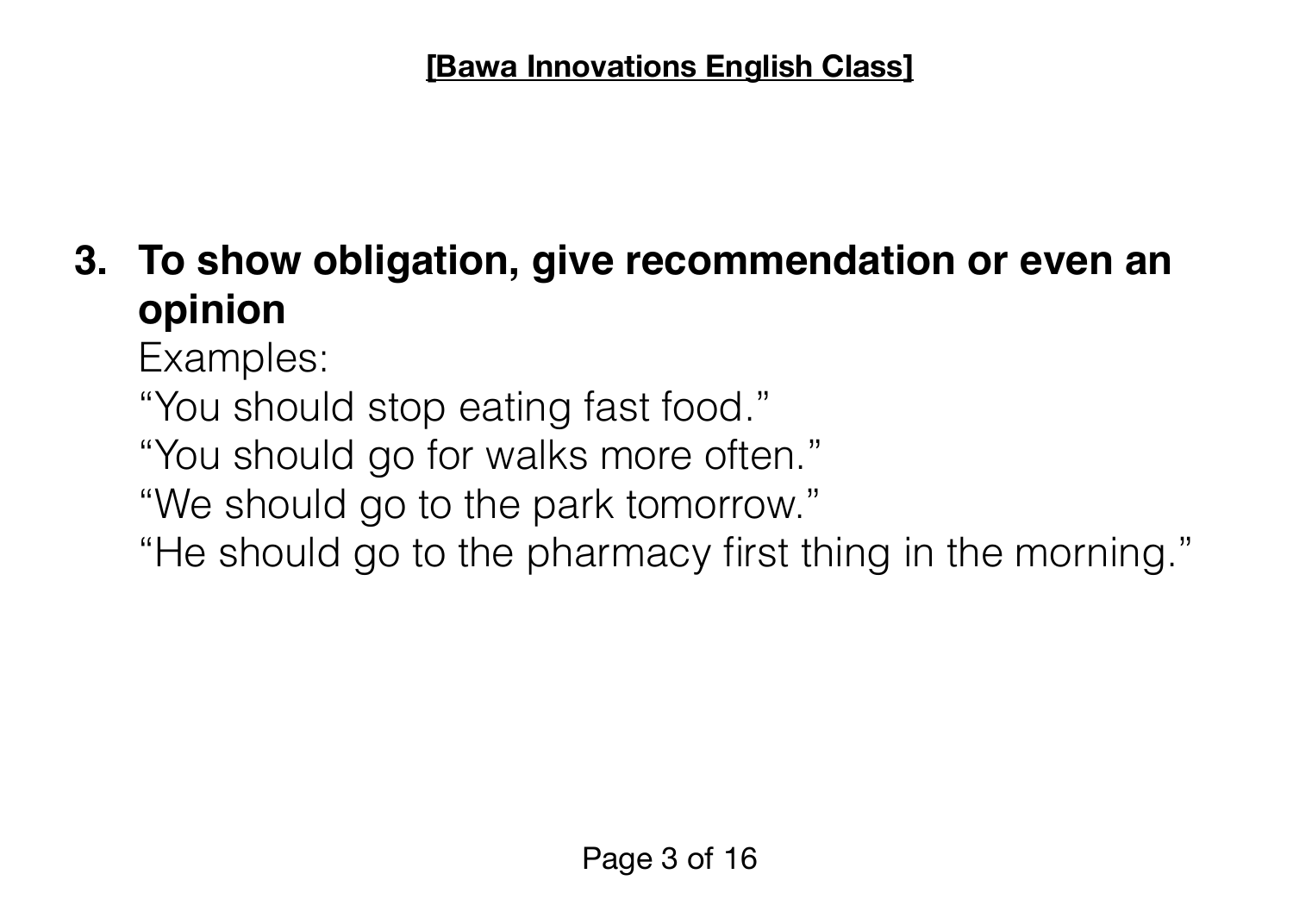3. **To show obligation, give recommendation or even an opinion**

   Examples:

   "You should stop eating fast food."

   "You should go for walks more often."

   "We should go to the park tomorrow."

   "He should go to the pharmacy first thing in the morning."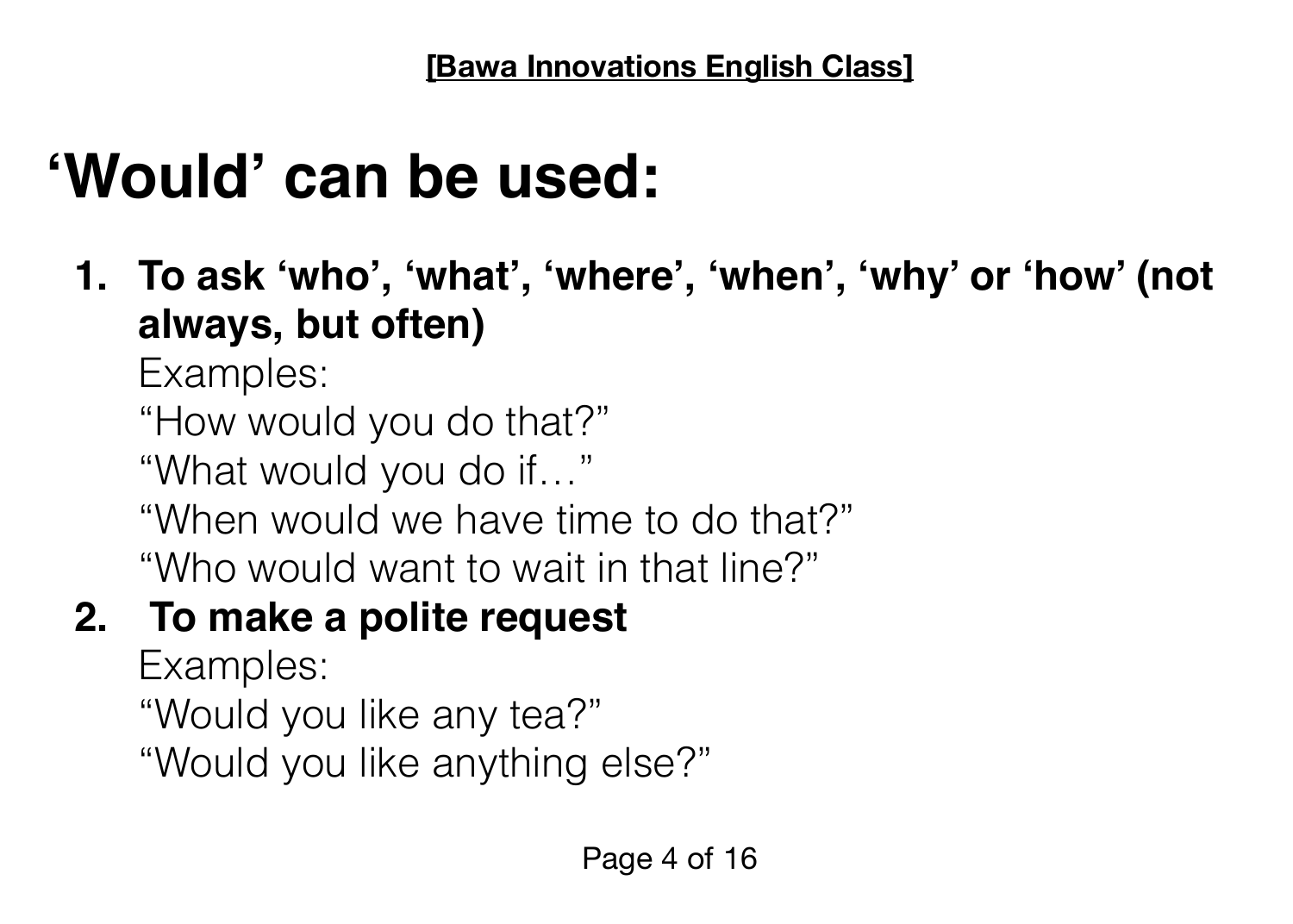# ‘Would’ can be used:

1. **To ask ‘who’, ‘what’, ‘where’, ‘when’, ‘why’ or ‘how’ (not always, but often)**
   Examples:
   “How would you do that?”
   “What would you do if…”
   “When would we have time to do that?”
   “Who would want to wait in that line?”
2. **To make a polite request**
   Examples:
   “Would you like any tea?”
   “Would you like anything else?”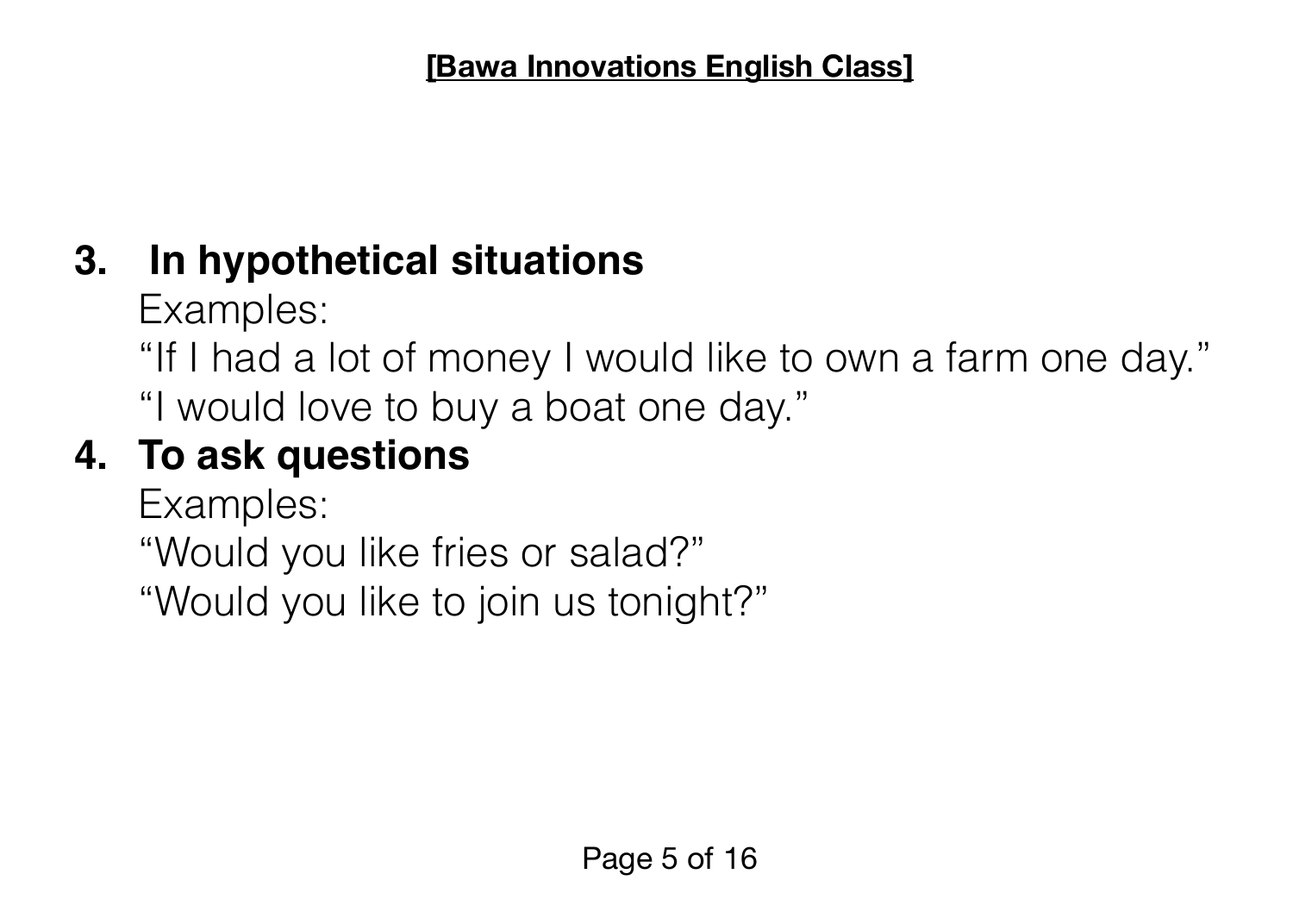3. **In hypothetical situations**

   Examples:

   "If I had a lot of money I would like to own a farm one day."

   "I would love to buy a boat one day."

4. **To ask questions**

   Examples:

   "Would you like fries or salad?"

   "Would you like to join us tonight?"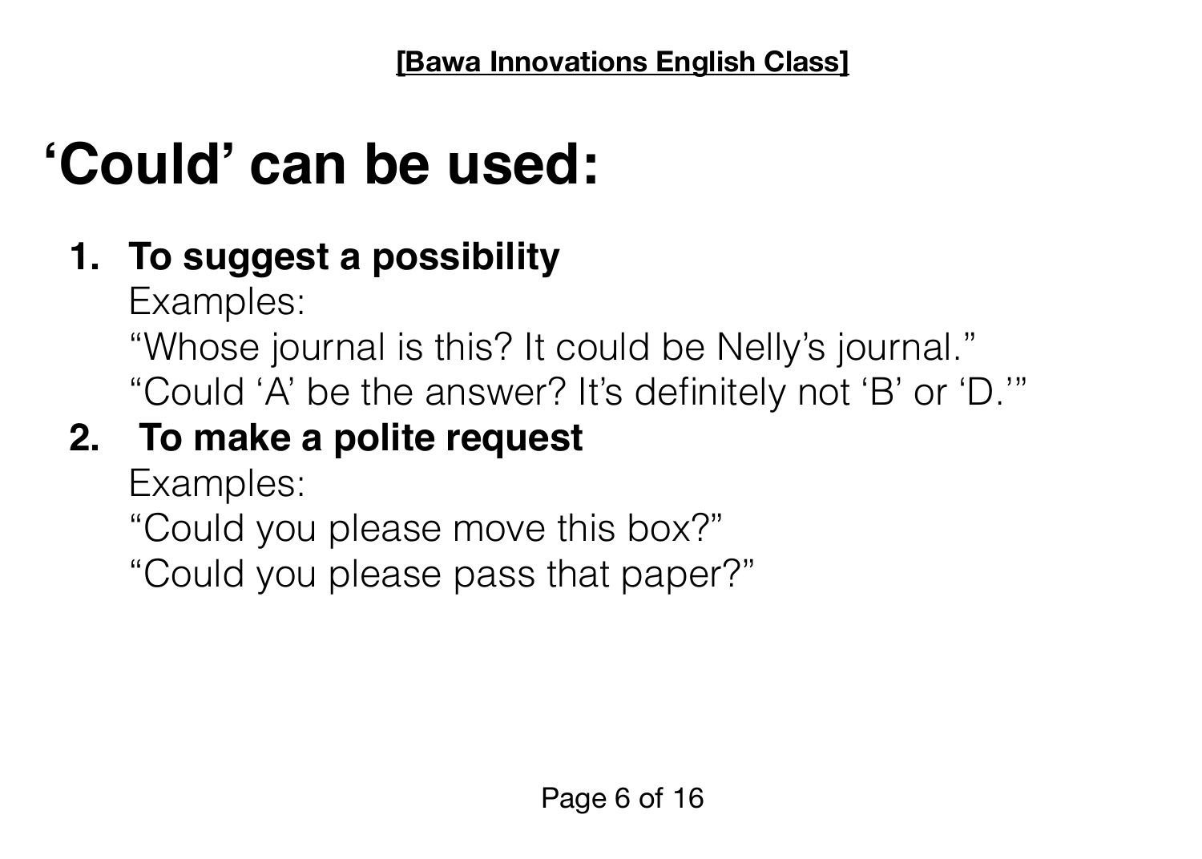# ‘Could’ can be used:

1. **To suggest a possibility**
   Examples:
   “Whose journal is this? It could be Nelly’s journal.”
   “Could ‘A’ be the answer? It’s definitely not ‘B’ or ‘D.’”
2. **To make a polite request**
   Examples:
   “Could you please move this box?”
   “Could you please pass that paper?”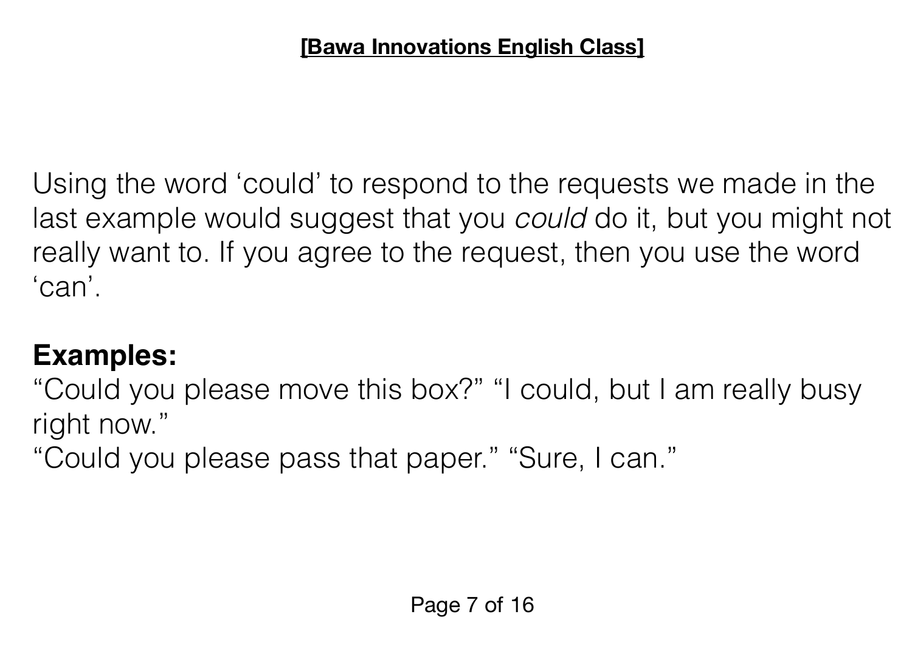Using the word ‘could’ to respond to the requests we made in the last example would suggest that you *could* do it, but you might not really want to. If you agree to the request, then you use the word ‘can’.

**Examples:**

“Could you please move this box?” “I could, but I am really busy right now.”

“Could you please pass that paper.” “Sure, I can.”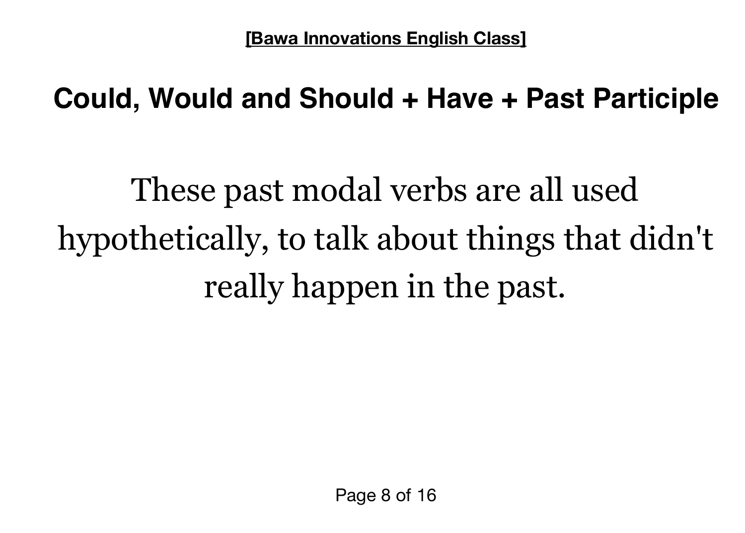## Could, Would and Should + Have + Past Participle

These past modal verbs are all used hypothetically, to talk about things that didn't really happen in the past.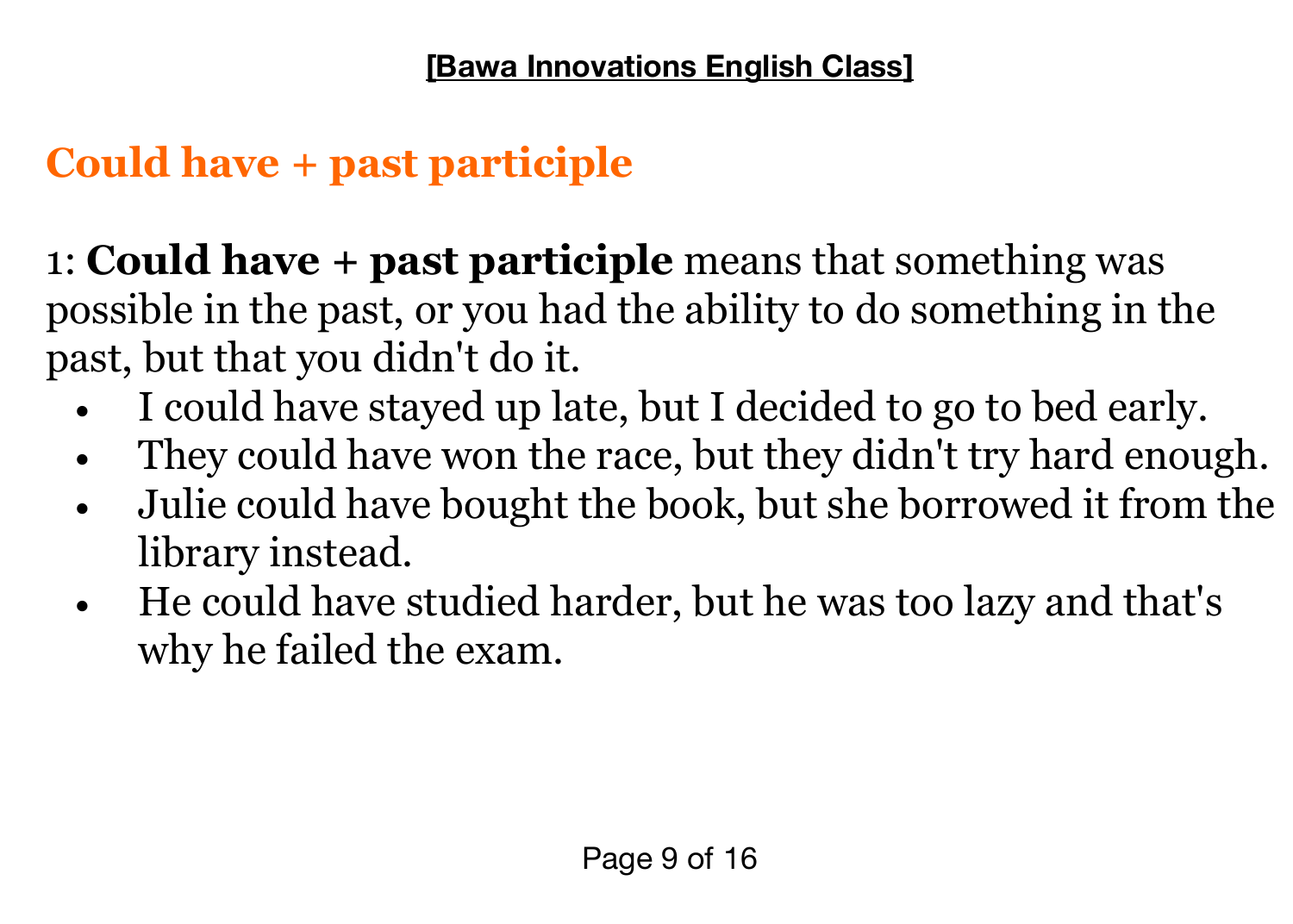## Could have + past participle

1: **Could have + past participle** means that something was possible in the past, or you had the ability to do something in the past, but that you didn't do it.

- I could have stayed up late, but I decided to go to bed early.
- They could have won the race, but they didn't try hard enough.
- Julie could have bought the book, but she borrowed it from the library instead.
- He could have studied harder, but he was too lazy and that's why he failed the exam.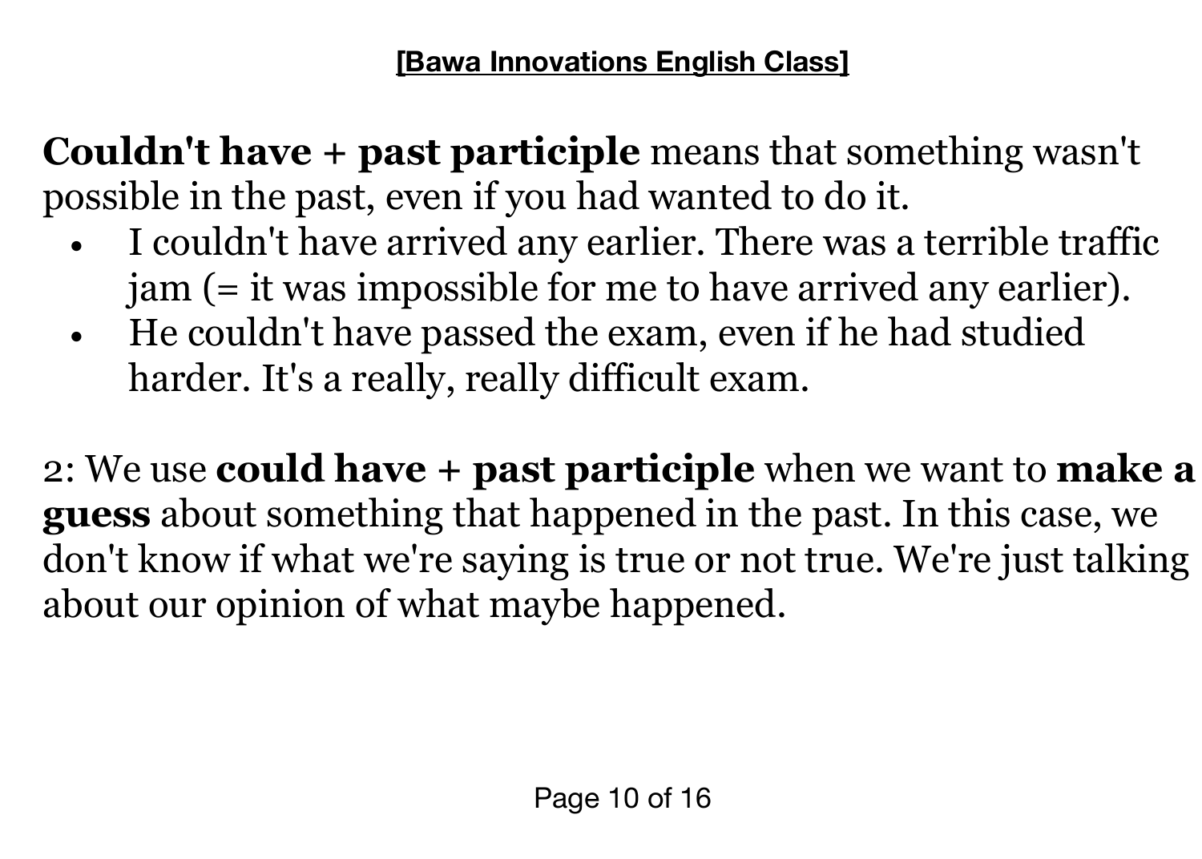**Couldn't have + past participle** means that something wasn't possible in the past, even if you had wanted to do it.

- I couldn't have arrived any earlier. There was a terrible traffic jam (= it was impossible for me to have arrived any earlier).
- He couldn't have passed the exam, even if he had studied harder. It's a really, really difficult exam.

2: We use **could have + past participle** when we want to **make a guess** about something that happened in the past. In this case, we don't know if what we're saying is true or not true. We're just talking about our opinion of what maybe happened.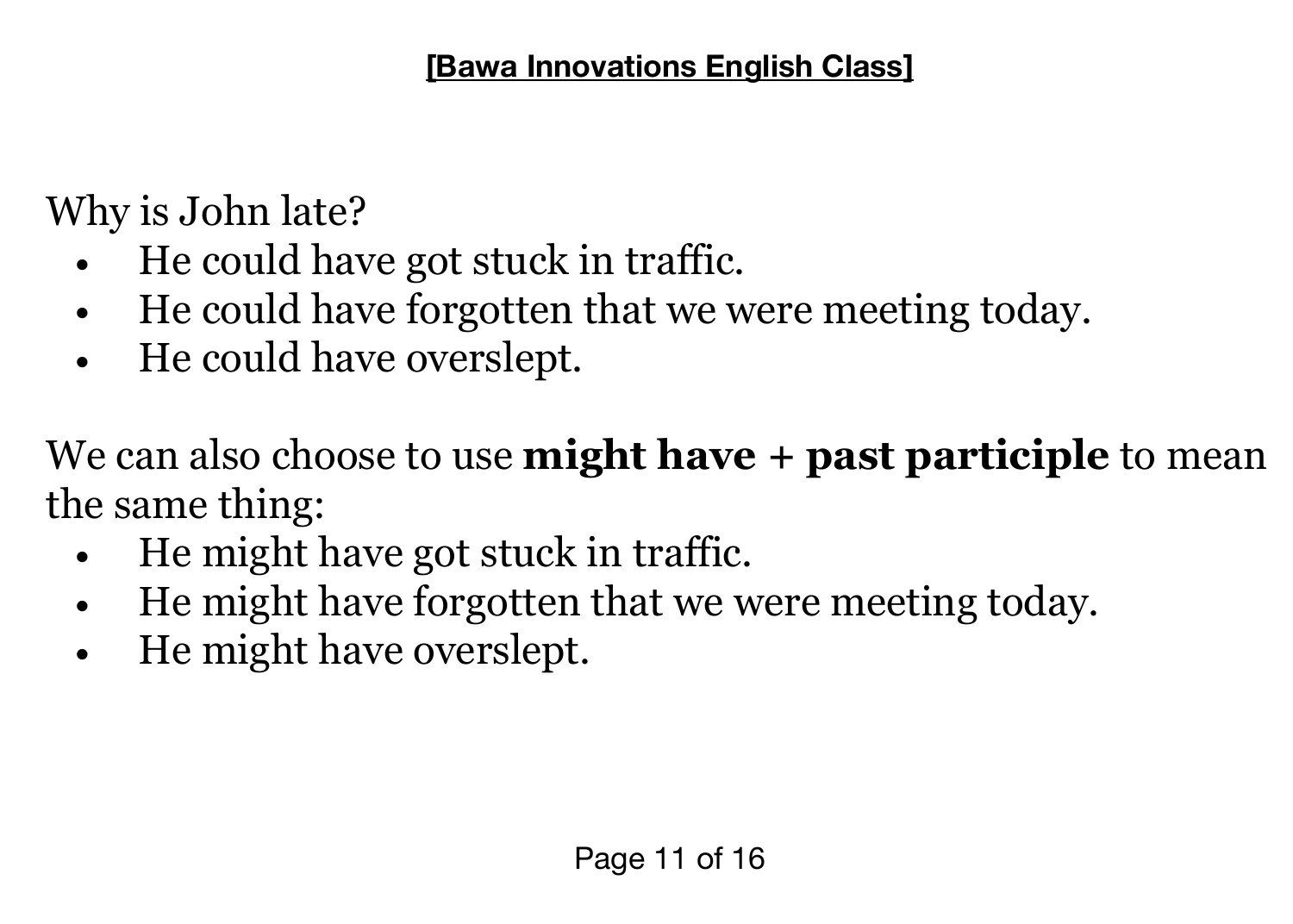Why is John late?

- He could have got stuck in traffic.
- He could have forgotten that we were meeting today.
- He could have overslept.

We can also choose to use **might have + past participle** to mean the same thing:

- He might have got stuck in traffic.
- He might have forgotten that we were meeting today.
- He might have overslept.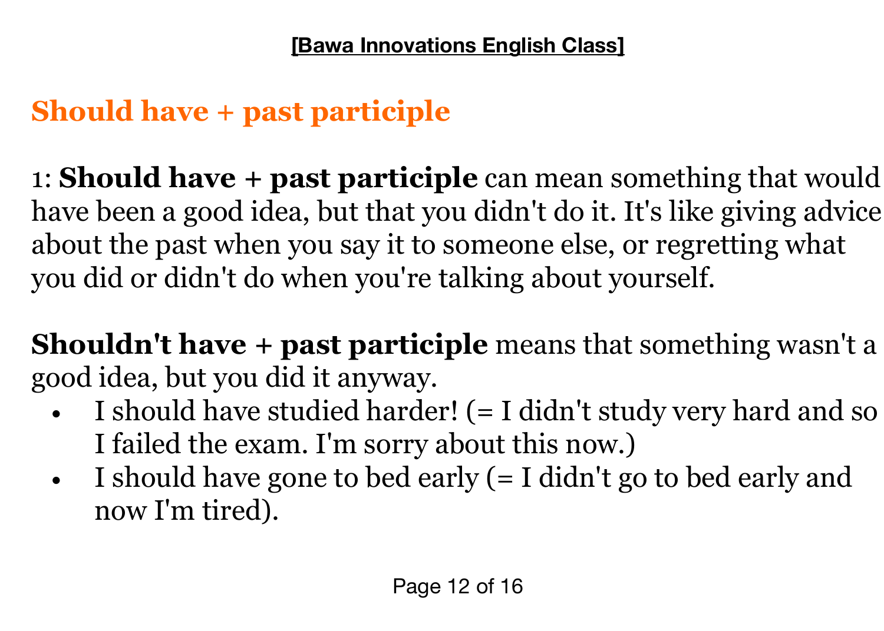## Should have + past participle

1: **Should have + past participle** can mean something that would have been a good idea, but that you didn't do it. It's like giving advice about the past when you say it to someone else, or regretting what you did or didn't do when you're talking about yourself.

**Shouldn't have + past participle** means that something wasn't a good idea, but you did it anyway.

- I should have studied harder! (= I didn't study very hard and so I failed the exam. I'm sorry about this now.)
- I should have gone to bed early (= I didn't go to bed early and now I'm tired).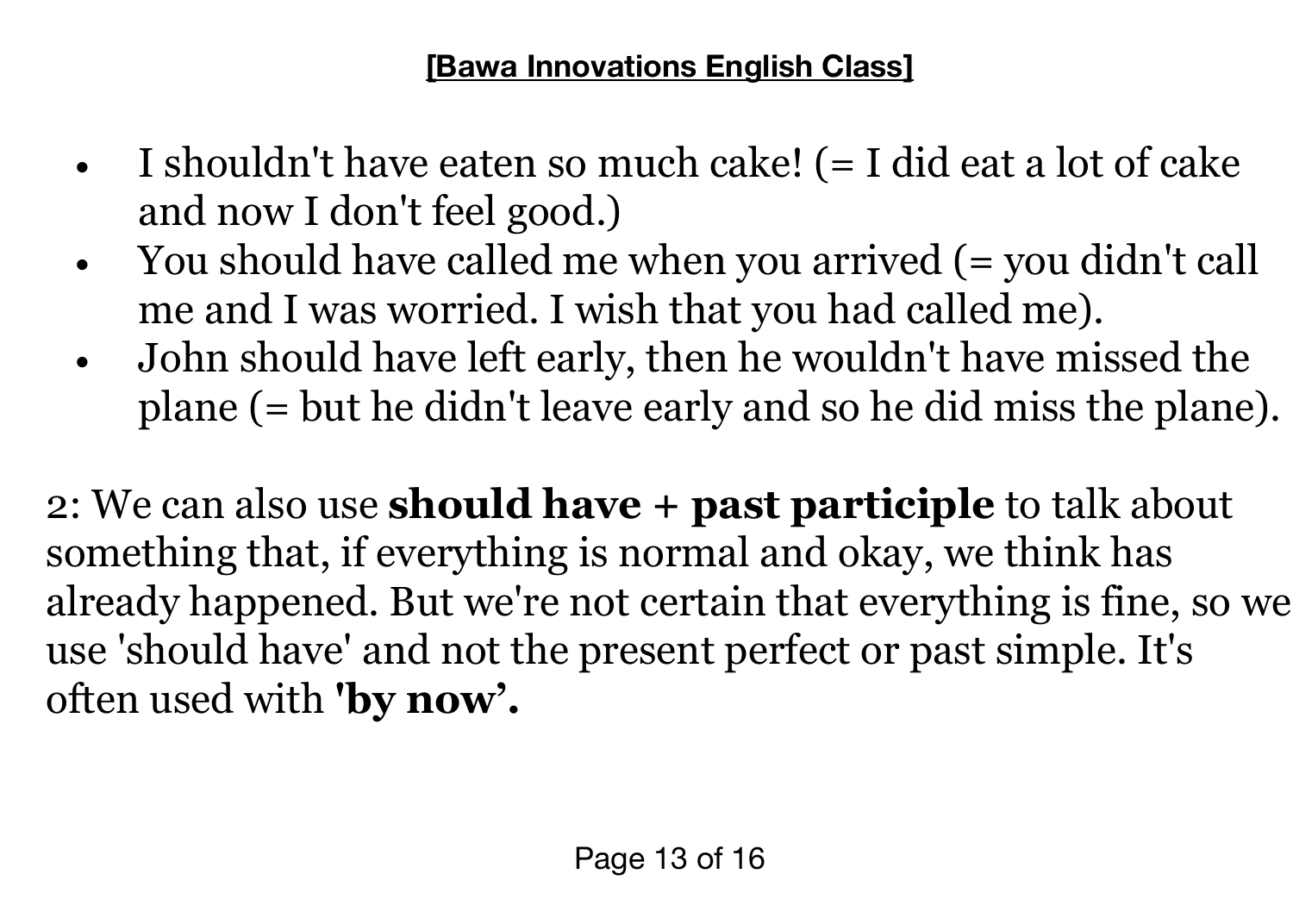- I shouldn't have eaten so much cake! (= I did eat a lot of cake and now I don't feel good.)
- You should have called me when you arrived (= you didn't call me and I was worried. I wish that you had called me).
- John should have left early, then he wouldn't have missed the plane (= but he didn't leave early and so he did miss the plane).

2: We can also use **should have + past participle** to talk about something that, if everything is normal and okay, we think has already happened. But we're not certain that everything is fine, so we use 'should have' and not the present perfect or past simple. It's often used with **'by now'.**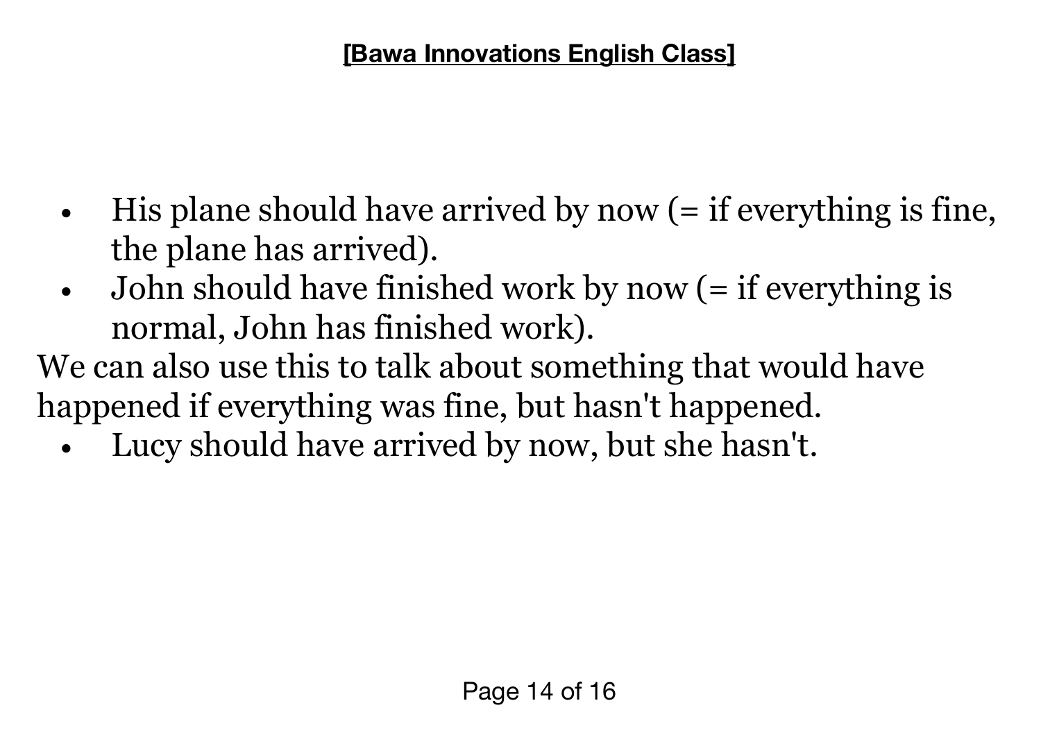- His plane should have arrived by now (= if everything is fine, the plane has arrived).
- John should have finished work by now (= if everything is normal, John has finished work).

We can also use this to talk about something that would have happened if everything was fine, but hasn't happened.

- Lucy should have arrived by now, but she hasn't.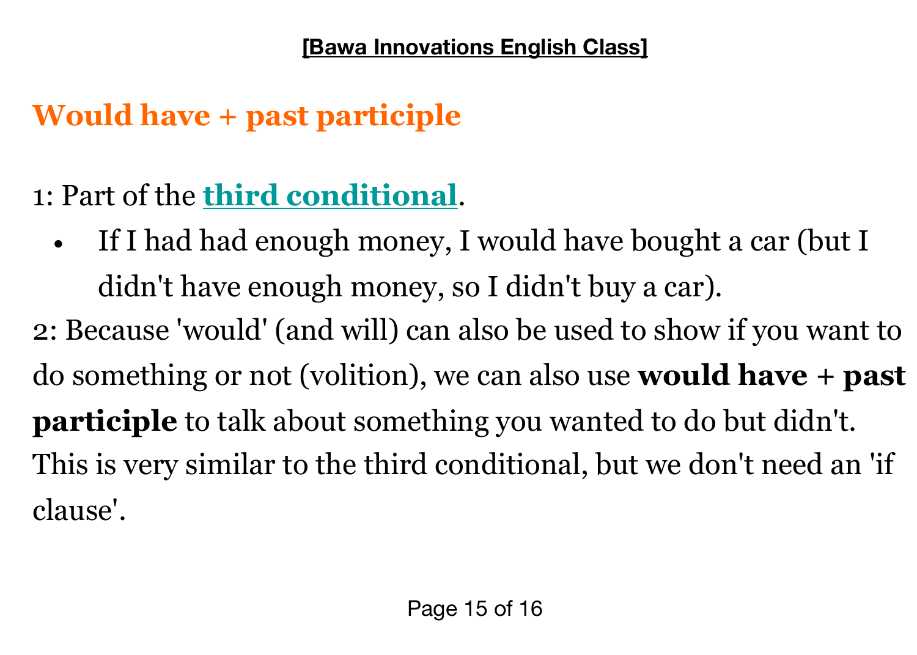## Would have + past participle

1: Part of the **third conditional**.

- If I had had enough money, I would have bought a car (but I didn't have enough money, so I didn't buy a car).

2: Because 'would' (and will) can also be used to show if you want to do something or not (volition), we can also use **would have + past participle** to talk about something you wanted to do but didn't. This is very similar to the third conditional, but we don't need an 'if clause'.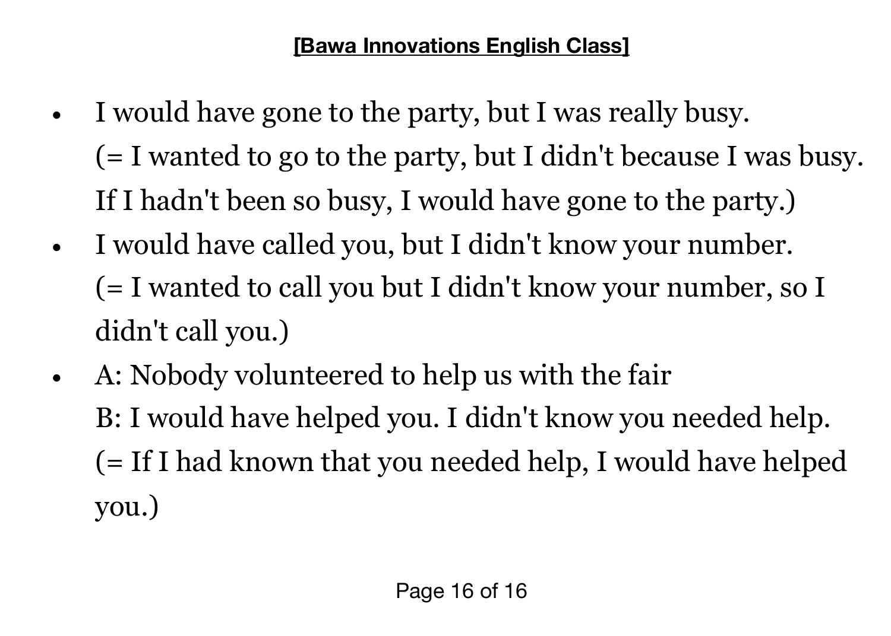- I would have gone to the party, but I was really busy.
  (= I wanted to go to the party, but I didn't because I was busy. If I hadn't been so busy, I would have gone to the party.)
- I would have called you, but I didn't know your number.
  (= I wanted to call you but I didn't know your number, so I didn't call you.)
- A: Nobody volunteered to help us with the fair
  B: I would have helped you. I didn't know you needed help.
  (= If I had known that you needed help, I would have helped you.)